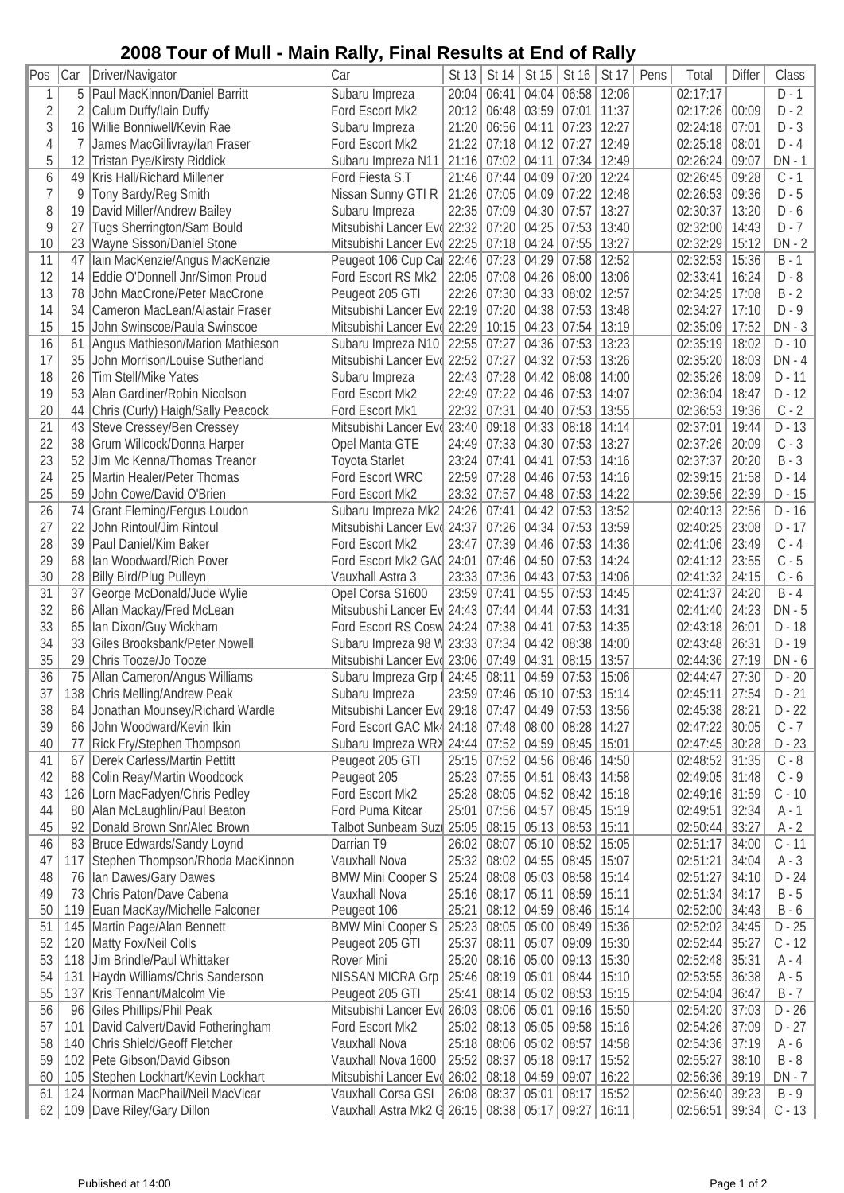# 2008 Tour of Mull - Main Rally, Final Results at End of Rally

| Pos | Car | Driver/Navigator | Car | St 13 | St 14 | St 15 | St 16 | St 17 | Pens | Total | Differ | Class |
|---|---|---|---|---|---|---|---|---|---|---|---|---|
| 1 | 5 | Paul MacKinnon/Daniel Barritt | Subaru Impreza | 20:04 | 06:41 | 04:04 | 06:58 | 12:06 | | 02:17:17 | | D - 1 |
| 2 | 2 | Calum Duffy/Iain Duffy | Ford Escort Mk2 | 20:12 | 06:48 | 03:59 | 07:01 | 11:37 | | 02:17:26 | 00:09 | D - 2 |
| 3 | 16 | Willie Bonniwell/Kevin Rae | Subaru Impreza | 21:20 | 06:56 | 04:11 | 07:23 | 12:27 | | 02:24:18 | 07:01 | D - 3 |
| 4 | 7 | James MacGillivray/Ian Fraser | Ford Escort Mk2 | 21:22 | 07:18 | 04:12 | 07:27 | 12:49 | | 02:25:18 | 08:01 | D - 4 |
| 5 | 12 | Tristan Pye/Kirsty Riddick | Subaru Impreza N11 | 21:16 | 07:02 | 04:11 | 07:34 | 12:49 | | 02:26:24 | 09:07 | DN - 1 |
| 6 | 49 | Kris Hall/Richard Millener | Ford Fiesta S.T | 21:46 | 07:44 | 04:09 | 07:20 | 12:24 | | 02:26:45 | 09:28 | C - 1 |
| 7 | 9 | Tony Bardy/Reg Smith | Nissan Sunny GTI R | 21:26 | 07:05 | 04:09 | 07:22 | 12:48 | | 02:26:53 | 09:36 | D - 5 |
| 8 | 19 | David Miller/Andrew Bailey | Subaru Impreza | 22:35 | 07:09 | 04:30 | 07:57 | 13:27 | | 02:30:37 | 13:20 | D - 6 |
| 9 | 27 | Tugs Sherrington/Sam Bould | Mitsubishi Lancer Evo | 22:32 | 07:20 | 04:25 | 07:53 | 13:40 | | 02:32:00 | 14:43 | D - 7 |
| 10 | 23 | Wayne Sisson/Daniel Stone | Mitsubishi Lancer Evo | 22:25 | 07:18 | 04:24 | 07:55 | 13:27 | | 02:32:29 | 15:12 | DN - 2 |
| 11 | 47 | Iain MacKenzie/Angus MacKenzie | Peugeot 106 Cup Car | 22:46 | 07:23 | 04:29 | 07:58 | 12:52 | | 02:32:53 | 15:36 | B - 1 |
| 12 | 14 | Eddie O'Donnell Jnr/Simon Proud | Ford Escort RS Mk2 | 22:05 | 07:08 | 04:26 | 08:00 | 13:06 | | 02:33:41 | 16:24 | D - 8 |
| 13 | 78 | John MacCrone/Peter MacCrone | Peugeot 205 GTI | 22:26 | 07:30 | 04:33 | 08:02 | 12:57 | | 02:34:25 | 17:08 | B - 2 |
| 14 | 34 | Cameron MacLean/Alastair Fraser | Mitsubishi Lancer Evo | 22:19 | 07:20 | 04:38 | 07:53 | 13:48 | | 02:34:27 | 17:10 | D - 9 |
| 15 | 15 | John Swinscoe/Paula Swinscoe | Mitsubishi Lancer Evo | 22:29 | 10:15 | 04:23 | 07:54 | 13:19 | | 02:35:09 | 17:52 | DN - 3 |
| 16 | 61 | Angus Mathieson/Marion Mathieson | Subaru Impreza N10 | 22:55 | 07:27 | 04:36 | 07:53 | 13:23 | | 02:35:19 | 18:02 | D - 10 |
| 17 | 35 | John Morrison/Louise Sutherland | Mitsubishi Lancer Evo | 22:52 | 07:27 | 04:32 | 07:53 | 13:26 | | 02:35:20 | 18:03 | DN - 4 |
| 18 | 26 | Tim Stell/Mike Yates | Subaru Impreza | 22:43 | 07:28 | 04:42 | 08:08 | 14:00 | | 02:35:26 | 18:09 | D - 11 |
| 19 | 53 | Alan Gardiner/Robin Nicolson | Ford Escort Mk2 | 22:49 | 07:22 | 04:46 | 07:53 | 14:07 | | 02:36:04 | 18:47 | D - 12 |
| 20 | 44 | Chris (Curly) Haigh/Sally Peacock | Ford Escort Mk1 | 22:32 | 07:31 | 04:40 | 07:53 | 13:55 | | 02:36:53 | 19:36 | C - 2 |
| 21 | 43 | Steve Cressey/Ben Cressey | Mitsubishi Lancer Evo | 23:40 | 09:18 | 04:33 | 08:18 | 14:14 | | 02:37:01 | 19:44 | D - 13 |
| 22 | 38 | Grum Willcock/Donna Harper | Opel Manta GTE | 24:49 | 07:33 | 04:30 | 07:53 | 13:27 | | 02:37:26 | 20:09 | C - 3 |
| 23 | 52 | Jim Mc Kenna/Thomas Treanor | Toyota Starlet | 23:24 | 07:41 | 04:41 | 07:53 | 14:16 | | 02:37:37 | 20:20 | B - 3 |
| 24 | 25 | Martin Healer/Peter Thomas | Ford Escort WRC | 22:59 | 07:28 | 04:46 | 07:53 | 14:16 | | 02:39:15 | 21:58 | D - 14 |
| 25 | 59 | John Cowe/David O'Brien | Ford Escort Mk2 | 23:32 | 07:57 | 04:48 | 07:53 | 14:22 | | 02:39:56 | 22:39 | D - 15 |
| 26 | 74 | Grant Fleming/Fergus Loudon | Subaru Impreza Mk2 | 24:26 | 07:41 | 04:42 | 07:53 | 13:52 | | 02:40:13 | 22:56 | D - 16 |
| 27 | 22 | John Rintoul/Jim Rintoul | Mitsubishi Lancer Evo | 24:37 | 07:26 | 04:34 | 07:53 | 13:59 | | 02:40:25 | 23:08 | D - 17 |
| 28 | 39 | Paul Daniel/Kim Baker | Ford Escort Mk2 | 23:47 | 07:39 | 04:46 | 07:53 | 14:36 | | 02:41:06 | 23:49 | C - 4 |
| 29 | 68 | Ian Woodward/Rich Pover | Ford Escort Mk2 GAC | 24:01 | 07:46 | 04:50 | 07:53 | 14:24 | | 02:41:12 | 23:55 | C - 5 |
| 30 | 28 | Billy Bird/Plug Pulleyn | Vauxhall Astra 3 | 23:33 | 07:36 | 04:43 | 07:53 | 14:06 | | 02:41:32 | 24:15 | C - 6 |
| 31 | 37 | George McDonald/Jude Wylie | Opel Corsa S1600 | 23:59 | 07:41 | 04:55 | 07:53 | 14:45 | | 02:41:37 | 24:20 | B - 4 |
| 32 | 86 | Allan Mackay/Fred McLean | Mitsubushi Lancer Ev | 24:43 | 07:44 | 04:44 | 07:53 | 14:31 | | 02:41:40 | 24:23 | DN - 5 |
| 33 | 65 | Ian Dixon/Guy Wickham | Ford Escort RS Cosw | 24:24 | 07:38 | 04:41 | 07:53 | 14:35 | | 02:43:18 | 26:01 | D - 18 |
| 34 | 33 | Giles Brooksbank/Peter Nowell | Subaru Impreza 98 W | 23:33 | 07:34 | 04:42 | 08:38 | 14:00 | | 02:43:48 | 26:31 | D - 19 |
| 35 | 29 | Chris Tooze/Jo Tooze | Mitsubishi Lancer Evo | 23:06 | 07:49 | 04:31 | 08:15 | 13:57 | | 02:44:36 | 27:19 | DN - 6 |
| 36 | 75 | Allan Cameron/Angus Williams | Subaru Impreza Grp | 24:45 | 08:11 | 04:59 | 07:53 | 15:06 | | 02:44:47 | 27:30 | D - 20 |
| 37 | 138 | Chris Melling/Andrew Peak | Subaru Impreza | 23:59 | 07:46 | 05:10 | 07:53 | 15:14 | | 02:45:11 | 27:54 | D - 21 |
| 38 | 84 | Jonathan Mounsey/Richard Wardle | Mitsubishi Lancer Evo | 29:18 | 07:47 | 04:49 | 07:53 | 13:56 | | 02:45:38 | 28:21 | D - 22 |
| 39 | 66 | John Woodward/Kevin Ikin | Ford Escort GAC Mk4 | 24:18 | 07:48 | 08:00 | 08:28 | 14:27 | | 02:47:22 | 30:05 | C - 7 |
| 40 | 77 | Rick Fry/Stephen Thompson | Subaru Impreza WRX | 24:44 | 07:52 | 04:59 | 08:45 | 15:01 | | 02:47:45 | 30:28 | D - 23 |
| 41 | 67 | Derek Carless/Martin Pettitt | Peugeot 205 GTI | 25:15 | 07:52 | 04:56 | 08:46 | 14:50 | | 02:48:52 | 31:35 | C - 8 |
| 42 | 88 | Colin Reay/Martin Woodcock | Peugeot 205 | 25:23 | 07:55 | 04:51 | 08:43 | 14:58 | | 02:49:05 | 31:48 | C - 9 |
| 43 | 126 | Lorn MacFadyen/Chris Pedley | Ford Escort Mk2 | 25:28 | 08:05 | 04:52 | 08:42 | 15:18 | | 02:49:16 | 31:59 | C - 10 |
| 44 | 80 | Alan McLaughlin/Paul Beaton | Ford Puma Kitcar | 25:01 | 07:56 | 04:57 | 08:45 | 15:19 | | 02:49:51 | 32:34 | A - 1 |
| 45 | 92 | Donald Brown Snr/Alec Brown | Talbot Sunbeam Suzu | 25:05 | 08:15 | 05:13 | 08:53 | 15:11 | | 02:50:44 | 33:27 | A - 2 |
| 46 | 83 | Bruce Edwards/Sandy Loynd | Darrian T9 | 26:02 | 08:07 | 05:10 | 08:52 | 15:05 | | 02:51:17 | 34:00 | C - 11 |
| 47 | 117 | Stephen Thompson/Rhoda MacKinnon | Vauxhall Nova | 25:32 | 08:02 | 04:55 | 08:45 | 15:07 | | 02:51:21 | 34:04 | A - 3 |
| 48 | 76 | Ian Dawes/Gary Dawes | BMW Mini Cooper S | 25:24 | 08:08 | 05:03 | 08:58 | 15:14 | | 02:51:27 | 34:10 | D - 24 |
| 49 | 73 | Chris Paton/Dave Cabena | Vauxhall Nova | 25:16 | 08:17 | 05:11 | 08:59 | 15:11 | | 02:51:34 | 34:17 | B - 5 |
| 50 | 119 | Euan MacKay/Michelle Falconer | Peugeot 106 | 25:21 | 08:12 | 04:59 | 08:46 | 15:14 | | 02:52:00 | 34:43 | B - 6 |
| 51 | 145 | Martin Page/Alan Bennett | BMW Mini Cooper S | 25:23 | 08:05 | 05:00 | 08:49 | 15:36 | | 02:52:02 | 34:45 | D - 25 |
| 52 | 120 | Matty Fox/Neil Colls | Peugeot 205 GTI | 25:37 | 08:11 | 05:07 | 09:09 | 15:30 | | 02:52:44 | 35:27 | C - 12 |
| 53 | 118 | Jim Brindle/Paul Whittaker | Rover Mini | 25:20 | 08:16 | 05:00 | 09:13 | 15:30 | | 02:52:48 | 35:31 | A - 4 |
| 54 | 131 | Haydn Williams/Chris Sanderson | NISSAN MICRA Grp | 25:46 | 08:19 | 05:01 | 08:44 | 15:10 | | 02:53:55 | 36:38 | A - 5 |
| 55 | 137 | Kris Tennant/Malcolm Vie | Peugeot 205 GTI | 25:41 | 08:14 | 05:02 | 08:53 | 15:15 | | 02:54:04 | 36:47 | B - 7 |
| 56 | 96 | Giles Phillips/Phil Peak | Mitsubishi Lancer Evo | 26:03 | 08:06 | 05:01 | 09:16 | 15:50 | | 02:54:20 | 37:03 | D - 26 |
| 57 | 101 | David Calvert/David Fotheringham | Ford Escort Mk2 | 25:02 | 08:13 | 05:05 | 09:58 | 15:16 | | 02:54:26 | 37:09 | D - 27 |
| 58 | 140 | Chris Shield/Geoff Fletcher | Vauxhall Nova | 25:18 | 08:06 | 05:02 | 08:57 | 14:58 | | 02:54:36 | 37:19 | A - 6 |
| 59 | 102 | Pete Gibson/David Gibson | Vauxhall Nova 1600 | 25:52 | 08:37 | 05:18 | 09:17 | 15:52 | | 02:55:27 | 38:10 | B - 8 |
| 60 | 105 | Stephen Lockhart/Kevin Lockhart | Mitsubishi Lancer Evo | 26:02 | 08:18 | 04:59 | 09:07 | 16:22 | | 02:56:36 | 39:19 | DN - 7 |
| 61 | 124 | Norman MacPhail/Neil MacVicar | Vauxhall Corsa GSI | 26:08 | 08:37 | 05:01 | 08:17 | 15:52 | | 02:56:40 | 39:23 | B - 9 |
| 62 | 109 | Dave Riley/Gary Dillon | Vauxhall Astra Mk2 G | 26:15 | 08:38 | 05:17 | 09:27 | 16:11 | | 02:56:51 | 39:34 | C - 13 |

Published at 14:00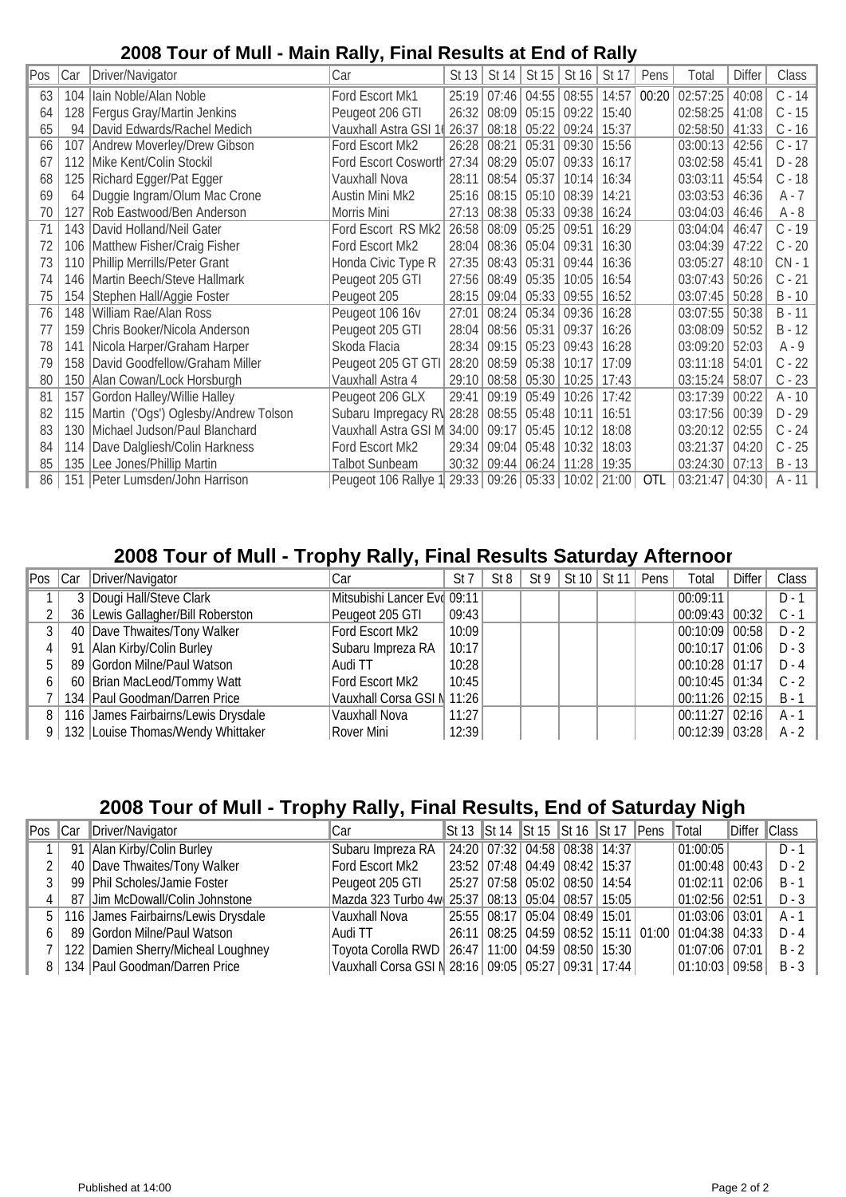## 2008 Tour of Mull - Main Rally, Final Results at End of Rally

| Pos | Car | Driver/Navigator | Car | St 13 | St 14 | St 15 | St 16 | St 17 | Pens | Total | Differ | Class |
|---|---|---|---|---|---|---|---|---|---|---|---|---|
| 63 | 104 | Iain Noble/Alan Noble | Ford Escort Mk1 | 25:19 | 07:46 | 04:55 | 08:55 | 14:57 | 00:20 | 02:57:25 | 40:08 | C - 14 |
| 64 | 128 | Fergus Gray/Martin Jenkins | Peugeot 206 GTI | 26:32 | 08:09 | 05:15 | 09:22 | 15:40 | | 02:58:25 | 41:08 | C - 15 |
| 65 | 94 | David Edwards/Rachel Medich | Vauxhall Astra GSI 16 | 26:37 | 08:18 | 05:22 | 09:24 | 15:37 | | 02:58:50 | 41:33 | C - 16 |
| 66 | 107 | Andrew Moverley/Drew Gibson | Ford Escort Mk2 | 26:28 | 08:21 | 05:31 | 09:30 | 15:56 | | 03:00:13 | 42:56 | C - 17 |
| 67 | 112 | Mike Kent/Colin Stockil | Ford Escort Cosworth | 27:34 | 08:29 | 05:07 | 09:33 | 16:17 | | 03:02:58 | 45:41 | D - 28 |
| 68 | 125 | Richard Egger/Pat Egger | Vauxhall Nova | 28:11 | 08:54 | 05:37 | 10:14 | 16:34 | | 03:03:11 | 45:54 | C - 18 |
| 69 | 64 | Duggie Ingram/Olum Mac Crone | Austin Mini Mk2 | 25:16 | 08:15 | 05:10 | 08:39 | 14:21 | | 03:03:53 | 46:36 | A - 7 |
| 70 | 127 | Rob Eastwood/Ben Anderson | Morris Mini | 27:13 | 08:38 | 05:33 | 09:38 | 16:24 | | 03:04:03 | 46:46 | A - 8 |
| 71 | 143 | David Holland/Neil Gater | Ford Escort RS Mk2 | 26:58 | 08:09 | 05:25 | 09:51 | 16:29 | | 03:04:04 | 46:47 | C - 19 |
| 72 | 106 | Matthew Fisher/Craig Fisher | Ford Escort Mk2 | 28:04 | 08:36 | 05:04 | 09:31 | 16:30 | | 03:04:39 | 47:22 | C - 20 |
| 73 | 110 | Phillip Merrills/Peter Grant | Honda Civic Type R | 27:35 | 08:43 | 05:31 | 09:44 | 16:36 | | 03:05:27 | 48:10 | CN - 1 |
| 74 | 146 | Martin Beech/Steve Hallmark | Peugeot 205 GTI | 27:56 | 08:49 | 05:35 | 10:05 | 16:54 | | 03:07:43 | 50:26 | C - 21 |
| 75 | 154 | Stephen Hall/Aggie Foster | Peugeot 205 | 28:15 | 09:04 | 05:33 | 09:55 | 16:52 | | 03:07:45 | 50:28 | B - 10 |
| 76 | 148 | William Rae/Alan Ross | Peugeot 106 16v | 27:01 | 08:24 | 05:34 | 09:36 | 16:28 | | 03:07:55 | 50:38 | B - 11 |
| 77 | 159 | Chris Booker/Nicola Anderson | Peugeot 205 GTI | 28:04 | 08:56 | 05:31 | 09:37 | 16:26 | | 03:08:09 | 50:52 | B - 12 |
| 78 | 141 | Nicola Harper/Graham Harper | Skoda Flacia | 28:34 | 09:15 | 05:23 | 09:43 | 16:28 | | 03:09:20 | 52:03 | A - 9 |
| 79 | 158 | David Goodfellow/Graham Miller | Peugeot 205 GT GTI | 28:20 | 08:59 | 05:38 | 10:17 | 17:09 | | 03:11:18 | 54:01 | C - 22 |
| 80 | 150 | Alan Cowan/Lock Horsburgh | Vauxhall Astra 4 | 29:10 | 08:58 | 05:30 | 10:25 | 17:43 | | 03:15:24 | 58:07 | C - 23 |
| 81 | 157 | Gordon Halley/Willie Halley | Peugeot 206 GLX | 29:41 | 09:19 | 05:49 | 10:26 | 17:42 | | 03:17:39 | 00:22 | A - 10 |
| 82 | 115 | Martin ('Ogs') Oglesby/Andrew Tolson | Subaru Impregacy RV | 28:28 | 08:55 | 05:48 | 10:11 | 16:51 | | 03:17:56 | 00:39 | D - 29 |
| 83 | 130 | Michael Judson/Paul Blanchard | Vauxhall Astra GSI M | 34:00 | 09:17 | 05:45 | 10:12 | 18:08 | | 03:20:12 | 02:55 | C - 24 |
| 84 | 114 | Dave Dalgliesh/Colin Harkness | Ford Escort Mk2 | 29:34 | 09:04 | 05:48 | 10:32 | 18:03 | | 03:21:37 | 04:20 | C - 25 |
| 85 | 135 | Lee Jones/Phillip Martin | Talbot Sunbeam | 30:32 | 09:44 | 06:24 | 11:28 | 19:35 | | 03:24:30 | 07:13 | B - 13 |
| 86 | 151 | Peter Lumsden/John Harrison | Peugeot 106 Rallye 1 | 29:33 | 09:26 | 05:33 | 10:02 | 21:00 | OTL | 03:21:47 | 04:30 | A - 11 |

## 2008 Tour of Mull - Trophy Rally, Final Results Saturday Afternoon

| Pos | Car | Driver/Navigator | Car | St 7 | St 8 | St 9 | St 10 | St 11 | Pens | Total | Differ | Class |
|---|---|---|---|---|---|---|---|---|---|---|---|---|
| 1 | 3 | Dougi Hall/Steve Clark | Mitsubishi Lancer Evo | 09:11 | | | | | | 00:09:11 | | D - 1 |
| 2 | 36 | Lewis Gallagher/Bill Roberston | Peugeot 205 GTI | 09:43 | | | | | | 00:09:43 | 00:32 | C - 1 |
| 3 | 40 | Dave Thwaites/Tony Walker | Ford Escort Mk2 | 10:09 | | | | | | 00:10:09 | 00:58 | D - 2 |
| 4 | 91 | Alan Kirby/Colin Burley | Subaru Impreza RA | 10:17 | | | | | | 00:10:17 | 01:06 | D - 3 |
| 5 | 89 | Gordon Milne/Paul Watson | Audi TT | 10:28 | | | | | | 00:10:28 | 01:17 | D - 4 |
| 6 | 60 | Brian MacLeod/Tommy Watt | Ford Escort Mk2 | 10:45 | | | | | | 00:10:45 | 01:34 | C - 2 |
| 7 | 134 | Paul Goodman/Darren Price | Vauxhall Corsa GSI N | 11:26 | | | | | | 00:11:26 | 02:15 | B - 1 |
| 8 | 116 | James Fairbairns/Lewis Drysdale | Vauxhall Nova | 11:27 | | | | | | 00:11:27 | 02:16 | A - 1 |
| 9 | 132 | Louise Thomas/Wendy Whittaker | Rover Mini | 12:39 | | | | | | 00:12:39 | 03:28 | A - 2 |

## 2008 Tour of Mull - Trophy Rally, Final Results, End of Saturday Night

| Pos | Car | Driver/Navigator | Car | St 13 | St 14 | St 15 | St 16 | St 17 | Pens | Total | Differ | Class |
|---|---|---|---|---|---|---|---|---|---|---|---|---|
| 1 | 91 | Alan Kirby/Colin Burley | Subaru Impreza RA | 24:20 | 07:32 | 04:58 | 08:38 | 14:37 | | 01:00:05 | | D - 1 |
| 2 | 40 | Dave Thwaites/Tony Walker | Ford Escort Mk2 | 23:52 | 07:48 | 04:49 | 08:42 | 15:37 | | 01:00:48 | 00:43 | D - 2 |
| 3 | 99 | Phil Scholes/Jamie Foster | Peugeot 205 GTI | 25:27 | 07:58 | 05:02 | 08:50 | 14:54 | | 01:02:11 | 02:06 | B - 1 |
| 4 | 87 | Jim McDowall/Colin Johnstone | Mazda 323 Turbo 4w | 25:37 | 08:13 | 05:04 | 08:57 | 15:05 | | 01:02:56 | 02:51 | D - 3 |
| 5 | 116 | James Fairbairns/Lewis Drysdale | Vauxhall Nova | 25:55 | 08:17 | 05:04 | 08:49 | 15:01 | | 01:03:06 | 03:01 | A - 1 |
| 6 | 89 | Gordon Milne/Paul Watson | Audi TT | 26:11 | 08:25 | 04:59 | 08:52 | 15:11 | 01:00 | 01:04:38 | 04:33 | D - 4 |
| 7 | 122 | Damien Sherry/Micheal Loughney | Toyota Corolla RWD | 26:47 | 11:00 | 04:59 | 08:50 | 15:30 | | 01:07:06 | 07:01 | B - 2 |
| 8 | 134 | Paul Goodman/Darren Price | Vauxhall Corsa GSI N | 28:16 | 09:05 | 05:27 | 09:31 | 17:44 | | 01:10:03 | 09:58 | B - 3 |

Published at 14:00